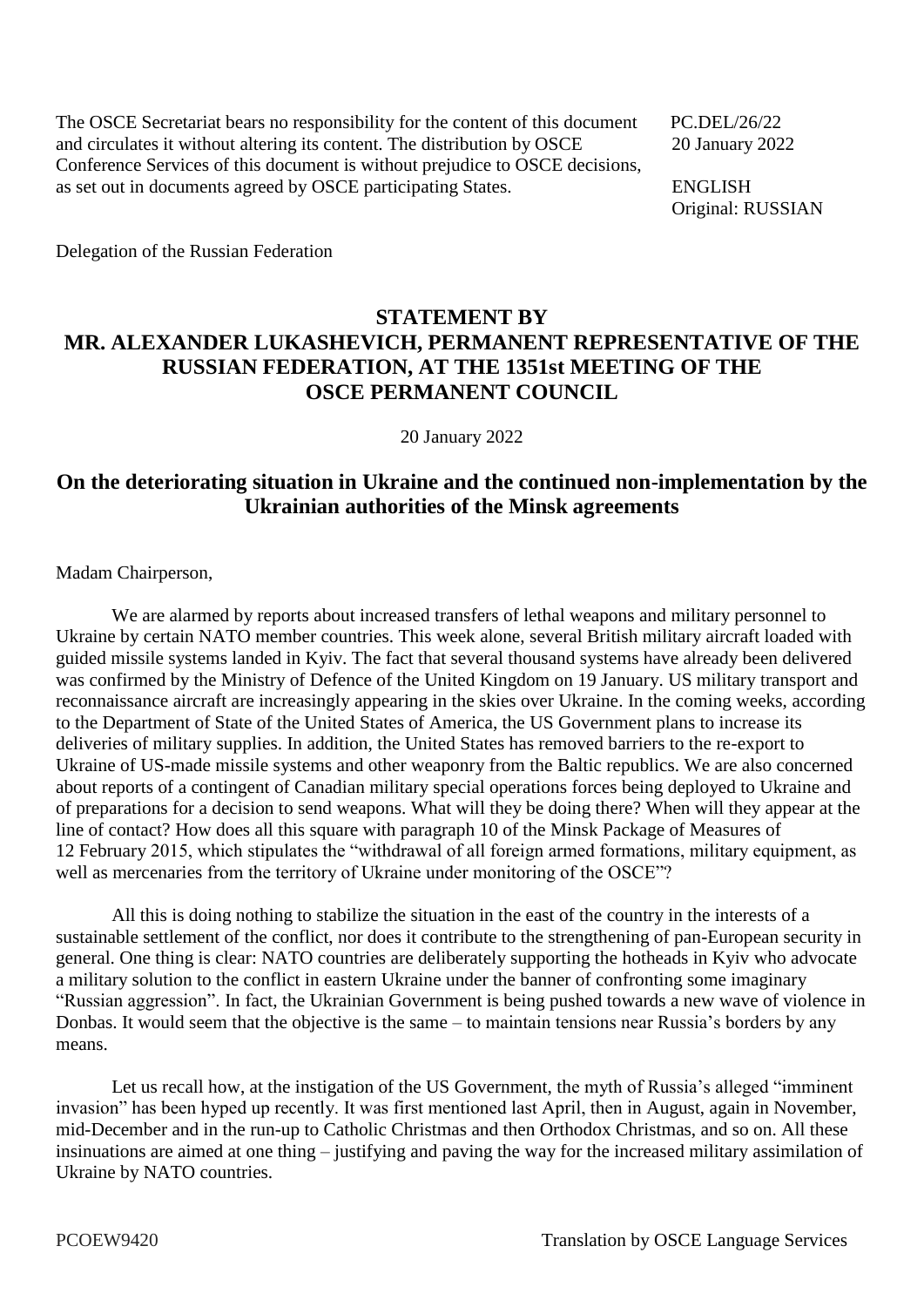The OSCE Secretariat bears no responsibility for the content of this document and circulates it without altering its content. The distribution by OSCE Conference Services of this document is without prejudice to OSCE decisions, as set out in documents agreed by OSCE participating States.

PC.DEL/26/22
20 January 2022

ENGLISH
Original: RUSSIAN

Delegation of the Russian Federation

# STATEMENT BY MR. ALEXANDER LUKASHEVICH, PERMANENT REPRESENTATIVE OF THE RUSSIAN FEDERATION, AT THE 1351st MEETING OF THE OSCE PERMANENT COUNCIL

20 January 2022

## On the deteriorating situation in Ukraine and the continued non-implementation by the Ukrainian authorities of the Minsk agreements

Madam Chairperson,

We are alarmed by reports about increased transfers of lethal weapons and military personnel to Ukraine by certain NATO member countries. This week alone, several British military aircraft loaded with guided missile systems landed in Kyiv. The fact that several thousand systems have already been delivered was confirmed by the Ministry of Defence of the United Kingdom on 19 January. US military transport and reconnaissance aircraft are increasingly appearing in the skies over Ukraine. In the coming weeks, according to the Department of State of the United States of America, the US Government plans to increase its deliveries of military supplies. In addition, the United States has removed barriers to the re-export to Ukraine of US-made missile systems and other weaponry from the Baltic republics. We are also concerned about reports of a contingent of Canadian military special operations forces being deployed to Ukraine and of preparations for a decision to send weapons. What will they be doing there? When will they appear at the line of contact? How does all this square with paragraph 10 of the Minsk Package of Measures of 12 February 2015, which stipulates the "withdrawal of all foreign armed formations, military equipment, as well as mercenaries from the territory of Ukraine under monitoring of the OSCE"?

All this is doing nothing to stabilize the situation in the east of the country in the interests of a sustainable settlement of the conflict, nor does it contribute to the strengthening of pan-European security in general. One thing is clear: NATO countries are deliberately supporting the hotheads in Kyiv who advocate a military solution to the conflict in eastern Ukraine under the banner of confronting some imaginary "Russian aggression". In fact, the Ukrainian Government is being pushed towards a new wave of violence in Donbas. It would seem that the objective is the same – to maintain tensions near Russia's borders by any means.

Let us recall how, at the instigation of the US Government, the myth of Russia's alleged "imminent invasion" has been hyped up recently. It was first mentioned last April, then in August, again in November, mid-December and in the run-up to Catholic Christmas and then Orthodox Christmas, and so on. All these insinuations are aimed at one thing – justifying and paving the way for the increased military assimilation of Ukraine by NATO countries.

PCOEW9420 Translation by OSCE Language Services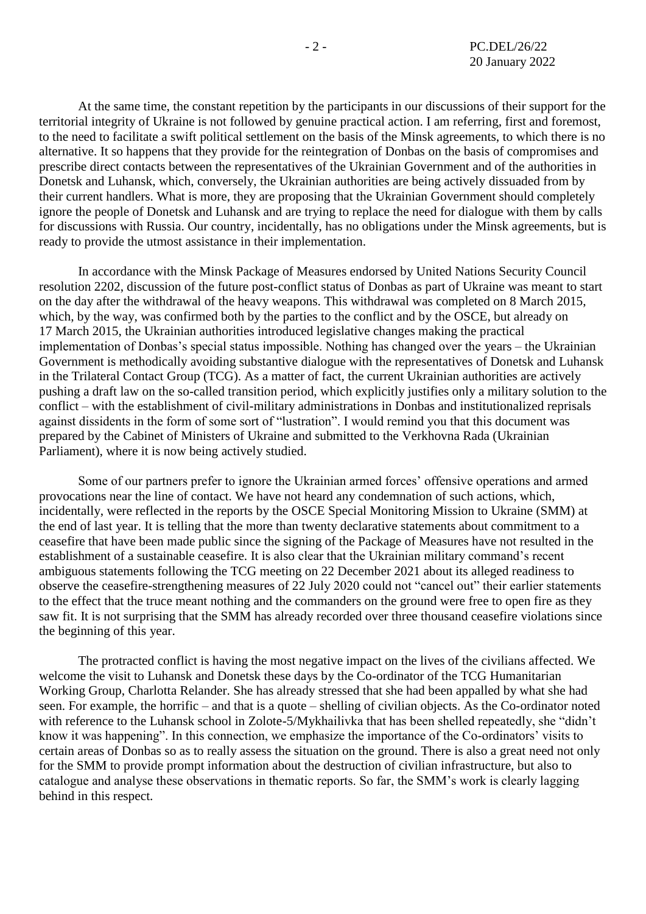At the same time, the constant repetition by the participants in our discussions of their support for the territorial integrity of Ukraine is not followed by genuine practical action. I am referring, first and foremost, to the need to facilitate a swift political settlement on the basis of the Minsk agreements, to which there is no alternative. It so happens that they provide for the reintegration of Donbas on the basis of compromises and prescribe direct contacts between the representatives of the Ukrainian Government and of the authorities in Donetsk and Luhansk, which, conversely, the Ukrainian authorities are being actively dissuaded from by their current handlers. What is more, they are proposing that the Ukrainian Government should completely ignore the people of Donetsk and Luhansk and are trying to replace the need for dialogue with them by calls for discussions with Russia. Our country, incidentally, has no obligations under the Minsk agreements, but is ready to provide the utmost assistance in their implementation.

In accordance with the Minsk Package of Measures endorsed by United Nations Security Council resolution 2202, discussion of the future post-conflict status of Donbas as part of Ukraine was meant to start on the day after the withdrawal of the heavy weapons. This withdrawal was completed on 8 March 2015, which, by the way, was confirmed both by the parties to the conflict and by the OSCE, but already on 17 March 2015, the Ukrainian authorities introduced legislative changes making the practical implementation of Donbas's special status impossible. Nothing has changed over the years – the Ukrainian Government is methodically avoiding substantive dialogue with the representatives of Donetsk and Luhansk in the Trilateral Contact Group (TCG). As a matter of fact, the current Ukrainian authorities are actively pushing a draft law on the so-called transition period, which explicitly justifies only a military solution to the conflict – with the establishment of civil-military administrations in Donbas and institutionalized reprisals against dissidents in the form of some sort of "lustration". I would remind you that this document was prepared by the Cabinet of Ministers of Ukraine and submitted to the Verkhovna Rada (Ukrainian Parliament), where it is now being actively studied.

Some of our partners prefer to ignore the Ukrainian armed forces' offensive operations and armed provocations near the line of contact. We have not heard any condemnation of such actions, which, incidentally, were reflected in the reports by the OSCE Special Monitoring Mission to Ukraine (SMM) at the end of last year. It is telling that the more than twenty declarative statements about commitment to a ceasefire that have been made public since the signing of the Package of Measures have not resulted in the establishment of a sustainable ceasefire. It is also clear that the Ukrainian military command's recent ambiguous statements following the TCG meeting on 22 December 2021 about its alleged readiness to observe the ceasefire-strengthening measures of 22 July 2020 could not "cancel out" their earlier statements to the effect that the truce meant nothing and the commanders on the ground were free to open fire as they saw fit. It is not surprising that the SMM has already recorded over three thousand ceasefire violations since the beginning of this year.

The protracted conflict is having the most negative impact on the lives of the civilians affected. We welcome the visit to Luhansk and Donetsk these days by the Co-ordinator of the TCG Humanitarian Working Group, Charlotta Relander. She has already stressed that she had been appalled by what she had seen. For example, the horrific – and that is a quote – shelling of civilian objects. As the Co-ordinator noted with reference to the Luhansk school in Zolote-5/Mykhailivka that has been shelled repeatedly, she "didn't know it was happening". In this connection, we emphasize the importance of the Co-ordinators' visits to certain areas of Donbas so as to really assess the situation on the ground. There is also a great need not only for the SMM to provide prompt information about the destruction of civilian infrastructure, but also to catalogue and analyse these observations in thematic reports. So far, the SMM's work is clearly lagging behind in this respect.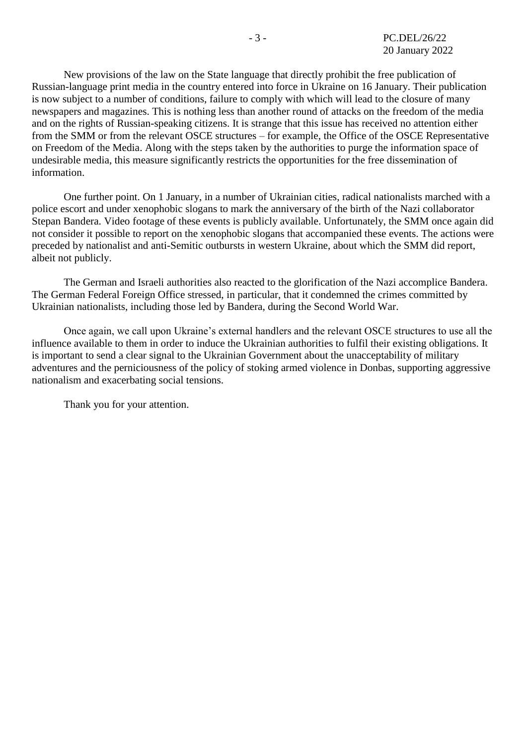New provisions of the law on the State language that directly prohibit the free publication of Russian-language print media in the country entered into force in Ukraine on 16 January. Their publication is now subject to a number of conditions, failure to comply with which will lead to the closure of many newspapers and magazines. This is nothing less than another round of attacks on the freedom of the media and on the rights of Russian-speaking citizens. It is strange that this issue has received no attention either from the SMM or from the relevant OSCE structures – for example, the Office of the OSCE Representative on Freedom of the Media. Along with the steps taken by the authorities to purge the information space of undesirable media, this measure significantly restricts the opportunities for the free dissemination of information.

One further point. On 1 January, in a number of Ukrainian cities, radical nationalists marched with a police escort and under xenophobic slogans to mark the anniversary of the birth of the Nazi collaborator Stepan Bandera. Video footage of these events is publicly available. Unfortunately, the SMM once again did not consider it possible to report on the xenophobic slogans that accompanied these events. The actions were preceded by nationalist and anti-Semitic outbursts in western Ukraine, about which the SMM did report, albeit not publicly.

The German and Israeli authorities also reacted to the glorification of the Nazi accomplice Bandera. The German Federal Foreign Office stressed, in particular, that it condemned the crimes committed by Ukrainian nationalists, including those led by Bandera, during the Second World War.

Once again, we call upon Ukraine's external handlers and the relevant OSCE structures to use all the influence available to them in order to induce the Ukrainian authorities to fulfil their existing obligations. It is important to send a clear signal to the Ukrainian Government about the unacceptability of military adventures and the perniciousness of the policy of stoking armed violence in Donbas, supporting aggressive nationalism and exacerbating social tensions.

Thank you for your attention.